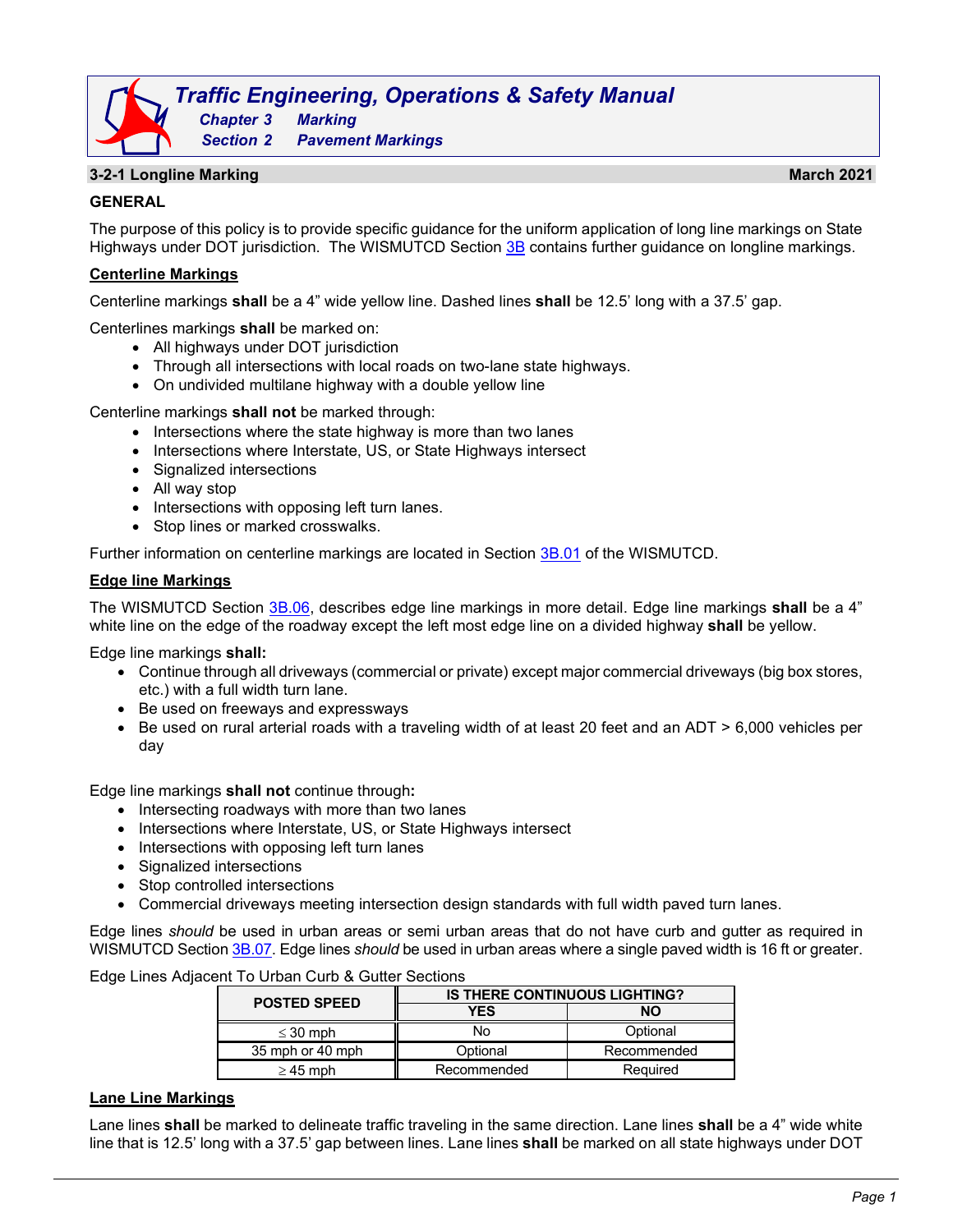# Traffic Engineering, Operations & Safety Manual

**Chapter 3 Marking**

**Section 2 Pavement Markings**

## 3-2-1 Longline Marking

**March 2021**

### GENERAL

The purpose of this policy is to provide specific guidance for the uniform application of long line markings on State Highways under DOT jurisdiction. The WISMUTCD Section 3B contains further guidance on longline markings.

#### Centerline Markings

Centerline markings **shall** be a 4" wide yellow line. Dashed lines **shall** be 12.5' long with a 37.5' gap.

Centerlines markings **shall** be marked on:

- All highways under DOT jurisdiction
- Through all intersections with local roads on two-lane state highways.
- On undivided multilane highway with a double yellow line

Centerline markings **shall not** be marked through:

- Intersections where the state highway is more than two lanes
- Intersections where Interstate, US, or State Highways intersect
- Signalized intersections
- All way stop
- Intersections with opposing left turn lanes.
- Stop lines or marked crosswalks.

Further information on centerline markings are located in Section 3B.01 of the WISMUTCD.

#### Edge line Markings

The WISMUTCD Section 3B.06, describes edge line markings in more detail. Edge line markings **shall** be a 4" white line on the edge of the roadway except the left most edge line on a divided highway **shall** be yellow.

Edge line markings **shall:**

- Continue through all driveways (commercial or private) except major commercial driveways (big box stores, etc.) with a full width turn lane.
- Be used on freeways and expressways
- Be used on rural arterial roads with a traveling width of at least 20 feet and an ADT > 6,000 vehicles per day

Edge line markings **shall not** continue through**:**

- Intersecting roadways with more than two lanes
- Intersections where Interstate, US, or State Highways intersect
- Intersections with opposing left turn lanes
- Signalized intersections
- Stop controlled intersections
- Commercial driveways meeting intersection design standards with full width paved turn lanes.

Edge lines *should* be used in urban areas or semi urban areas that do not have curb and gutter as required in WISMUTCD Section 3B.07. Edge lines *should* be used in urban areas where a single paved width is 16 ft or greater.

Edge Lines Adjacent To Urban Curb & Gutter Sections

| POSTED SPEED | IS THERE CONTINUOUS LIGHTING? | |
|---|---|---|
| | YES | NO |
| ≤ 30 mph | No | Optional |
| 35 mph or 40 mph | Optional | Recommended |
| ≥ 45 mph | Recommended | Required |

#### Lane Line Markings

Lane lines **shall** be marked to delineate traffic traveling in the same direction. Lane lines **shall** be a 4" wide white line that is 12.5' long with a 37.5' gap between lines. Lane lines **shall** be marked on all state highways under DOT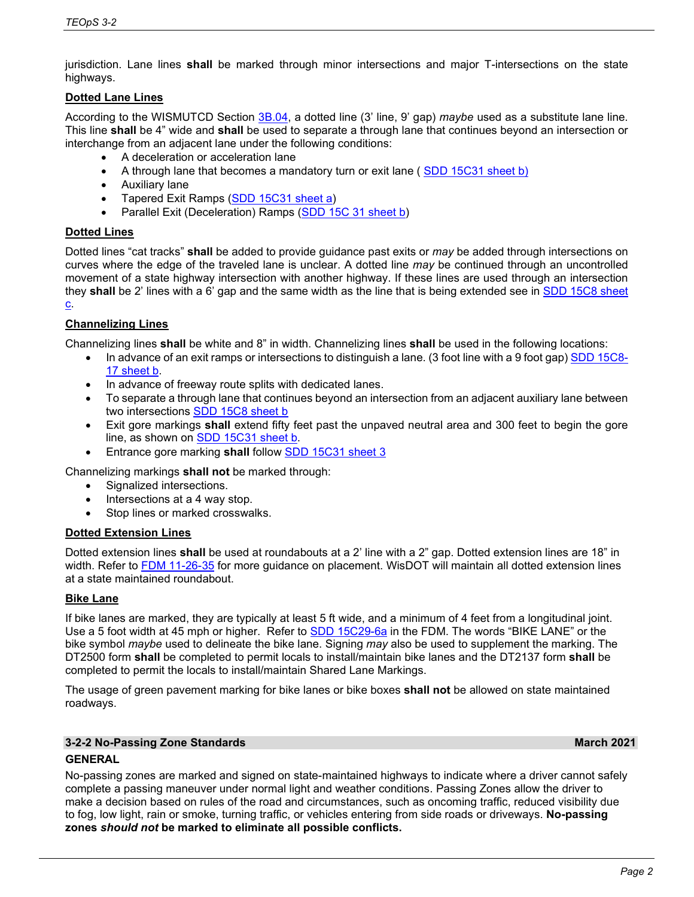jurisdiction. Lane lines **shall** be marked through minor intersections and major T-intersections on the state highways.

**Dotted Lane Lines**

According to the WISMUTCD Section 3B.04, a dotted line (3' line, 9' gap) *maybe* used as a substitute lane line. This line **shall** be 4" wide and **shall** be used to separate a through lane that continues beyond an intersection or interchange from an adjacent lane under the following conditions:

- A deceleration or acceleration lane
- A through lane that becomes a mandatory turn or exit lane ( SDD 15C31 sheet b)
- Auxiliary lane
- Tapered Exit Ramps (SDD 15C31 sheet a)
- Parallel Exit (Deceleration) Ramps (SDD 15C 31 sheet b)

**Dotted Lines**

Dotted lines "cat tracks" **shall** be added to provide guidance past exits or *may* be added through intersections on curves where the edge of the traveled lane is unclear. A dotted line *may* be continued through an uncontrolled movement of a state highway intersection with another highway. If these lines are used through an intersection they **shall** be 2' lines with a 6' gap and the same width as the line that is being extended see in SDD 15C8 sheet c.

**Channelizing Lines**

Channelizing lines **shall** be white and 8" in width. Channelizing lines **shall** be used in the following locations:

- In advance of an exit ramps or intersections to distinguish a lane. (3 foot line with a 9 foot gap) SDD 15C8-17 sheet b.
- In advance of freeway route splits with dedicated lanes.
- To separate a through lane that continues beyond an intersection from an adjacent auxiliary lane between two intersections SDD 15C8 sheet b
- Exit gore markings **shall** extend fifty feet past the unpaved neutral area and 300 feet to begin the gore line, as shown on SDD 15C31 sheet b.
- Entrance gore marking **shall** follow SDD 15C31 sheet 3

Channelizing markings **shall not** be marked through:

- Signalized intersections.
- Intersections at a 4 way stop.
- Stop lines or marked crosswalks.

**Dotted Extension Lines**

Dotted extension lines **shall** be used at roundabouts at a 2' line with a 2" gap. Dotted extension lines are 18" in width. Refer to FDM 11-26-35 for more guidance on placement. WisDOT will maintain all dotted extension lines at a state maintained roundabout.

**Bike Lane**

If bike lanes are marked, they are typically at least 5 ft wide, and a minimum of 4 feet from a longitudinal joint. Use a 5 foot width at 45 mph or higher. Refer to SDD 15C29-6a in the FDM. The words "BIKE LANE" or the bike symbol *maybe* used to delineate the bike lane. Signing *may* also be used to supplement the marking. The DT2500 form **shall** be completed to permit locals to install/maintain bike lanes and the DT2137 form **shall** be completed to permit the locals to install/maintain Shared Lane Markings.

The usage of green pavement marking for bike lanes or bike boxes **shall not** be allowed on state maintained roadways.

## 3-2-2 No-Passing Zone Standards — March 2021

**GENERAL**

No-passing zones are marked and signed on state-maintained highways to indicate where a driver cannot safely complete a passing maneuver under normal light and weather conditions. Passing Zones allow the driver to make a decision based on rules of the road and circumstances, such as oncoming traffic, reduced visibility due to fog, low light, rain or smoke, turning traffic, or vehicles entering from side roads or driveways. **No-passing zones *should not* be marked to eliminate all possible conflicts.**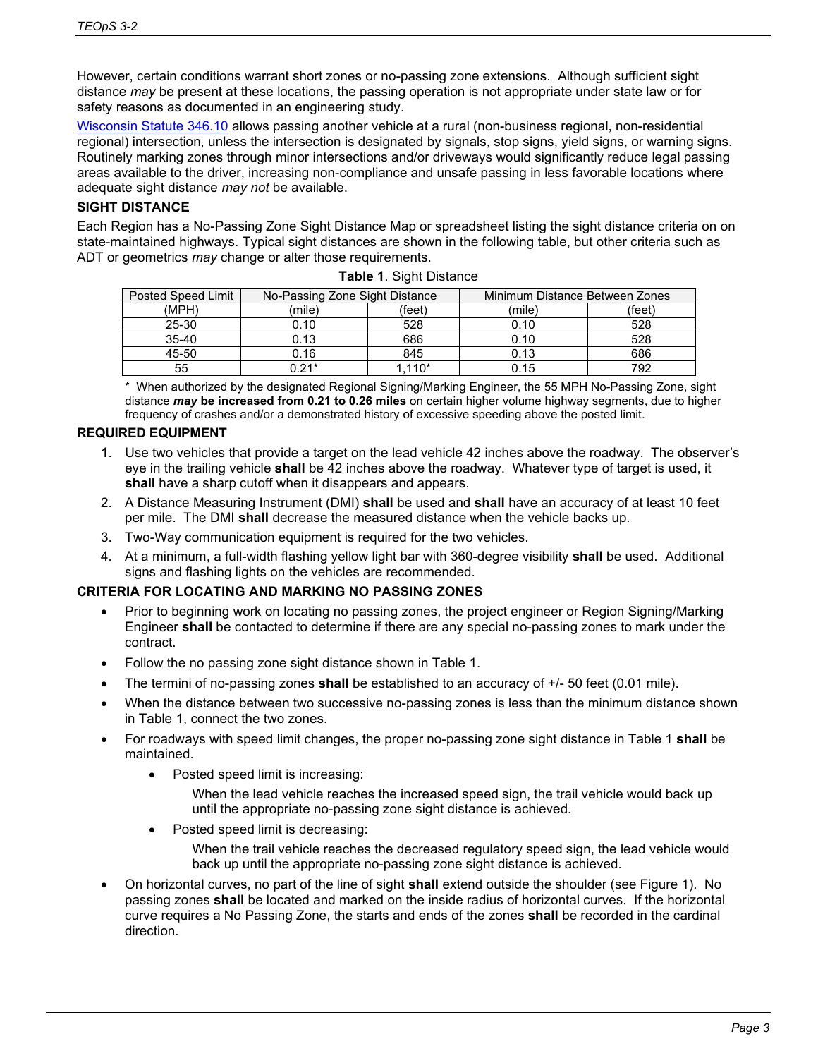However, certain conditions warrant short zones or no-passing zone extensions. Although sufficient sight distance *may* be present at these locations, the passing operation is not appropriate under state law or for safety reasons as documented in an engineering study.

[Wisconsin Statute 346.10](#) allows passing another vehicle at a rural (non-business regional, non-residential regional) intersection, unless the intersection is designated by signals, stop signs, yield signs, or warning signs. Routinely marking zones through minor intersections and/or driveways would significantly reduce legal passing areas available to the driver, increasing non-compliance and unsafe passing in less favorable locations where adequate sight distance *may not* be available.

### SIGHT DISTANCE

Each Region has a No-Passing Zone Sight Distance Map or spreadsheet listing the sight distance criteria on on state-maintained highways. Typical sight distances are shown in the following table, but other criteria such as ADT or geometrics *may* change or alter those requirements.

**Table 1**. Sight Distance

| Posted Speed Limit | No-Passing Zone Sight Distance | | Minimum Distance Between Zones | |
|---|---|---|---|---|
| (MPH) | (mile) | (feet) | (mile) | (feet) |
| 25-30 | 0.10 | 528 | 0.10 | 528 |
| 35-40 | 0.13 | 686 | 0.10 | 528 |
| 45-50 | 0.16 | 845 | 0.13 | 686 |
| 55 | 0.21* | 1,110* | 0.15 | 792 |

\* When authorized by the designated Regional Signing/Marking Engineer, the 55 MPH No-Passing Zone, sight distance ***may* be increased from 0.21 to 0.26 miles** on certain higher volume highway segments, due to higher frequency of crashes and/or a demonstrated history of excessive speeding above the posted limit.

### REQUIRED EQUIPMENT

1. Use two vehicles that provide a target on the lead vehicle 42 inches above the roadway. The observer's eye in the trailing vehicle **shall** be 42 inches above the roadway. Whatever type of target is used, it **shall** have a sharp cutoff when it disappears and appears.
2. A Distance Measuring Instrument (DMI) **shall** be used and **shall** have an accuracy of at least 10 feet per mile. The DMI **shall** decrease the measured distance when the vehicle backs up.
3. Two-Way communication equipment is required for the two vehicles.
4. At a minimum, a full-width flashing yellow light bar with 360-degree visibility **shall** be used. Additional signs and flashing lights on the vehicles are recommended.

### CRITERIA FOR LOCATING AND MARKING NO PASSING ZONES

- Prior to beginning work on locating no passing zones, the project engineer or Region Signing/Marking Engineer **shall** be contacted to determine if there are any special no-passing zones to mark under the contract.
- Follow the no passing zone sight distance shown in Table 1.
- The termini of no-passing zones **shall** be established to an accuracy of +/- 50 feet (0.01 mile).
- When the distance between two successive no-passing zones is less than the minimum distance shown in Table 1, connect the two zones.
- For roadways with speed limit changes, the proper no-passing zone sight distance in Table 1 **shall** be maintained.
  - Posted speed limit is increasing:

    When the lead vehicle reaches the increased speed sign, the trail vehicle would back up until the appropriate no-passing zone sight distance is achieved.
  - Posted speed limit is decreasing:

    When the trail vehicle reaches the decreased regulatory speed sign, the lead vehicle would back up until the appropriate no-passing zone sight distance is achieved.
- On horizontal curves, no part of the line of sight **shall** extend outside the shoulder (see Figure 1). No passing zones **shall** be located and marked on the inside radius of horizontal curves. If the horizontal curve requires a No Passing Zone, the starts and ends of the zones **shall** be recorded in the cardinal direction.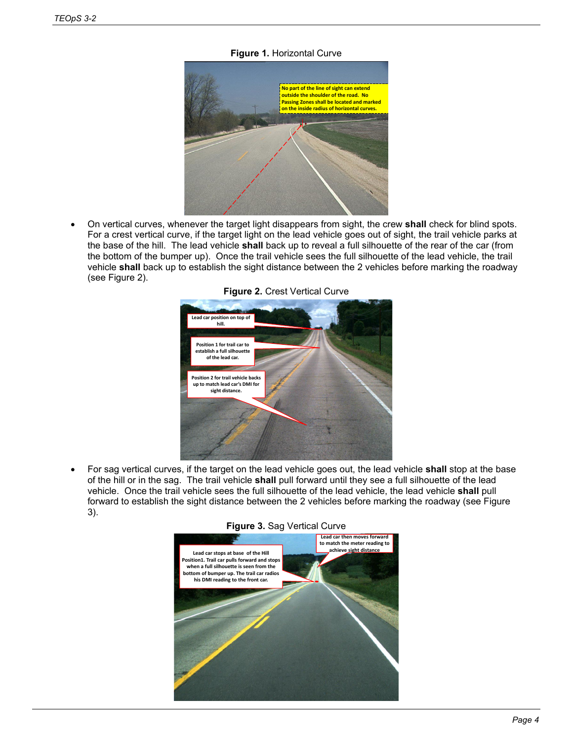**Figure 1.** Horizontal Curve

- On vertical curves, whenever the target light disappears from sight, the crew **shall** check for blind spots. For a crest vertical curve, if the target light on the lead vehicle goes out of sight, the trail vehicle parks at the base of the hill. The lead vehicle **shall** back up to reveal a full silhouette of the rear of the car (from the bottom of the bumper up). Once the trail vehicle sees the full silhouette of the lead vehicle, the trail vehicle **shall** back up to establish the sight distance between the 2 vehicles before marking the roadway (see Figure 2).

**Figure 2.** Crest Vertical Curve

- For sag vertical curves, if the target on the lead vehicle goes out, the lead vehicle **shall** stop at the base of the hill or in the sag. The trail vehicle **shall** pull forward until they see a full silhouette of the lead vehicle. Once the trail vehicle sees the full silhouette of the lead vehicle, the lead vehicle **shall** pull forward to establish the sight distance between the 2 vehicles before marking the roadway (see Figure 3).

**Figure 3.** Sag Vertical Curve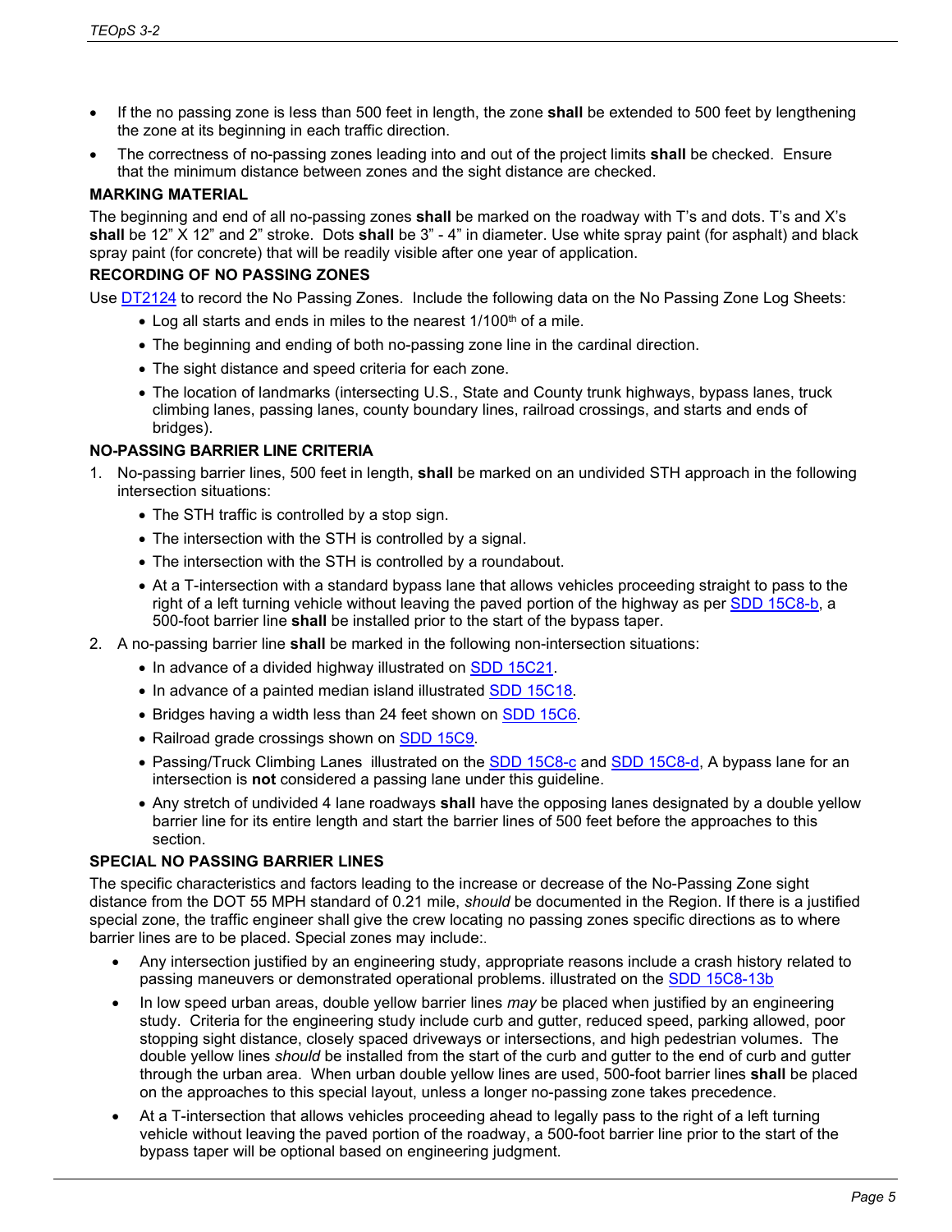- If the no passing zone is less than 500 feet in length, the zone **shall** be extended to 500 feet by lengthening the zone at its beginning in each traffic direction.
- The correctness of no-passing zones leading into and out of the project limits **shall** be checked. Ensure that the minimum distance between zones and the sight distance are checked.

### MARKING MATERIAL

The beginning and end of all no-passing zones **shall** be marked on the roadway with T's and dots. T's and X's **shall** be 12" X 12" and 2" stroke. Dots **shall** be 3" - 4" in diameter. Use white spray paint (for asphalt) and black spray paint (for concrete) that will be readily visible after one year of application.

### RECORDING OF NO PASSING ZONES

Use DT2124 to record the No Passing Zones. Include the following data on the No Passing Zone Log Sheets:

- Log all starts and ends in miles to the nearest 1/100th of a mile.
- The beginning and ending of both no-passing zone line in the cardinal direction.
- The sight distance and speed criteria for each zone.
- The location of landmarks (intersecting U.S., State and County trunk highways, bypass lanes, truck climbing lanes, passing lanes, county boundary lines, railroad crossings, and starts and ends of bridges).

### NO-PASSING BARRIER LINE CRITERIA

1. No-passing barrier lines, 500 feet in length, **shall** be marked on an undivided STH approach in the following intersection situations:
   - The STH traffic is controlled by a stop sign.
   - The intersection with the STH is controlled by a signal.
   - The intersection with the STH is controlled by a roundabout.
   - At a T-intersection with a standard bypass lane that allows vehicles proceeding straight to pass to the right of a left turning vehicle without leaving the paved portion of the highway as per SDD 15C8-b, a 500-foot barrier line **shall** be installed prior to the start of the bypass taper.
2. A no-passing barrier line **shall** be marked in the following non-intersection situations:
   - In advance of a divided highway illustrated on SDD 15C21.
   - In advance of a painted median island illustrated SDD 15C18.
   - Bridges having a width less than 24 feet shown on SDD 15C6.
   - Railroad grade crossings shown on SDD 15C9.
   - Passing/Truck Climbing Lanes illustrated on the SDD 15C8-c and SDD 15C8-d, A bypass lane for an intersection is **not** considered a passing lane under this guideline.
   - Any stretch of undivided 4 lane roadways **shall** have the opposing lanes designated by a double yellow barrier line for its entire length and start the barrier lines of 500 feet before the approaches to this section.

### SPECIAL NO PASSING BARRIER LINES

The specific characteristics and factors leading to the increase or decrease of the No-Passing Zone sight distance from the DOT 55 MPH standard of 0.21 mile, *should* be documented in the Region. If there is a justified special zone, the traffic engineer shall give the crew locating no passing zones specific directions as to where barrier lines are to be placed. Special zones may include:.

- Any intersection justified by an engineering study, appropriate reasons include a crash history related to passing maneuvers or demonstrated operational problems. illustrated on the SDD 15C8-13b
- In low speed urban areas, double yellow barrier lines *may* be placed when justified by an engineering study. Criteria for the engineering study include curb and gutter, reduced speed, parking allowed, poor stopping sight distance, closely spaced driveways or intersections, and high pedestrian volumes. The double yellow lines *should* be installed from the start of the curb and gutter to the end of curb and gutter through the urban area. When urban double yellow lines are used, 500-foot barrier lines **shall** be placed on the approaches to this special layout, unless a longer no-passing zone takes precedence.
- At a T-intersection that allows vehicles proceeding ahead to legally pass to the right of a left turning vehicle without leaving the paved portion of the roadway, a 500-foot barrier line prior to the start of the bypass taper will be optional based on engineering judgment.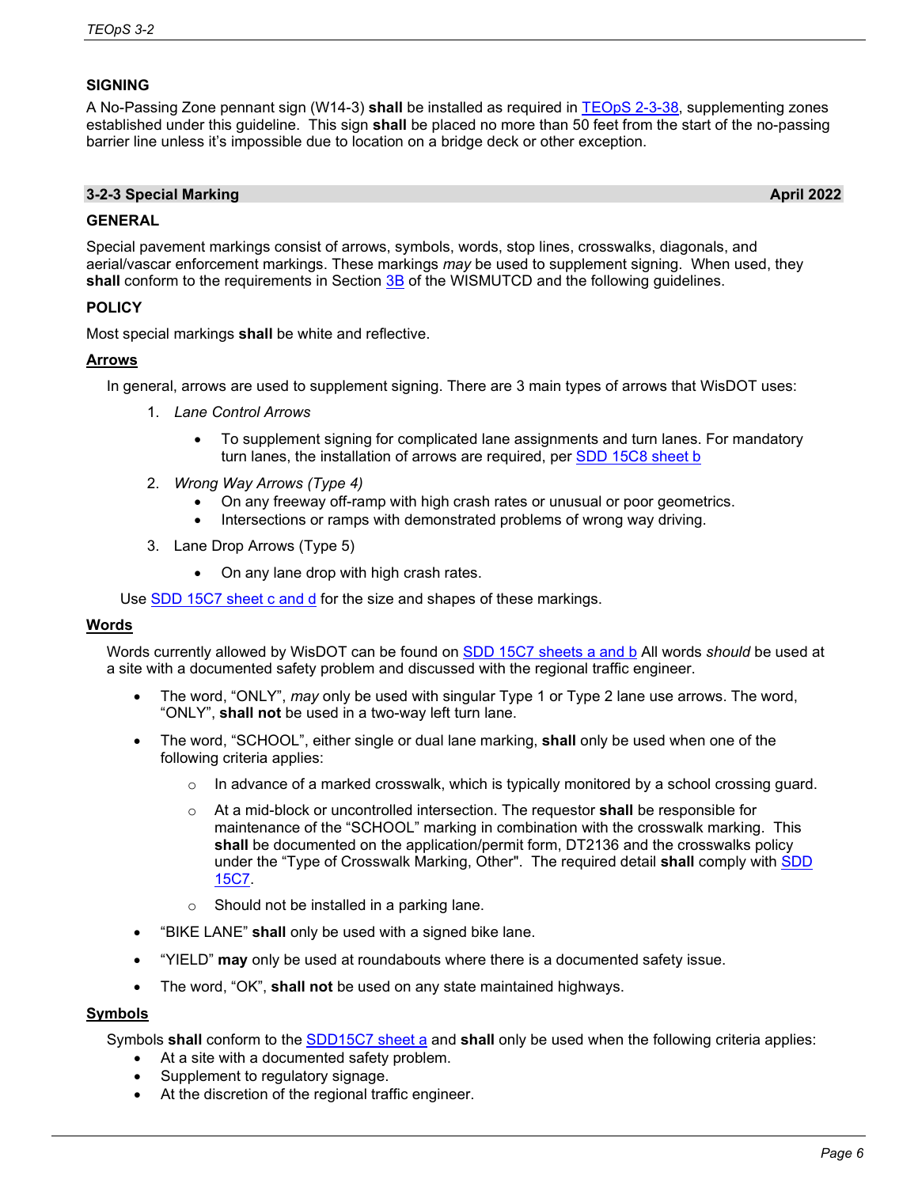### SIGNING

A No-Passing Zone pennant sign (W14-3) **shall** be installed as required in TEOpS 2-3-38, supplementing zones established under this guideline. This sign **shall** be placed no more than 50 feet from the start of the no-passing barrier line unless it's impossible due to location on a bridge deck or other exception.

## 3-2-3 Special Marking — April 2022

### GENERAL

Special pavement markings consist of arrows, symbols, words, stop lines, crosswalks, diagonals, and aerial/vascar enforcement markings. These markings *may* be used to supplement signing. When used, they **shall** conform to the requirements in Section 3B of the WISMUTCD and the following guidelines.

### POLICY

Most special markings **shall** be white and reflective.

**Arrows**

In general, arrows are used to supplement signing. There are 3 main types of arrows that WisDOT uses:

1. *Lane Control Arrows*
   - To supplement signing for complicated lane assignments and turn lanes. For mandatory turn lanes, the installation of arrows are required, per SDD 15C8 sheet b
2. *Wrong Way Arrows (Type 4)*
   - On any freeway off-ramp with high crash rates or unusual or poor geometrics.
   - Intersections or ramps with demonstrated problems of wrong way driving.
3. Lane Drop Arrows (Type 5)
   - On any lane drop with high crash rates.

Use SDD 15C7 sheet c and d for the size and shapes of these markings.

**Words**

Words currently allowed by WisDOT can be found on SDD 15C7 sheets a and b All words *should* be used at a site with a documented safety problem and discussed with the regional traffic engineer.

- The word, "ONLY", *may* only be used with singular Type 1 or Type 2 lane use arrows. The word, "ONLY", **shall not** be used in a two-way left turn lane.
- The word, "SCHOOL", either single or dual lane marking, **shall** only be used when one of the following criteria applies:
  - In advance of a marked crosswalk, which is typically monitored by a school crossing guard.
  - At a mid-block or uncontrolled intersection. The requestor **shall** be responsible for maintenance of the "SCHOOL" marking in combination with the crosswalk marking. This **shall** be documented on the application/permit form, DT2136 and the crosswalks policy under the "Type of Crosswalk Marking, Other". The required detail **shall** comply with SDD 15C7.
  - Should not be installed in a parking lane.
- "BIKE LANE" **shall** only be used with a signed bike lane.
- "YIELD" **may** only be used at roundabouts where there is a documented safety issue.
- The word, "OK", **shall not** be used on any state maintained highways.

**Symbols**

Symbols **shall** conform to the SDD15C7 sheet a and **shall** only be used when the following criteria applies:

- At a site with a documented safety problem.
- Supplement to regulatory signage.
- At the discretion of the regional traffic engineer.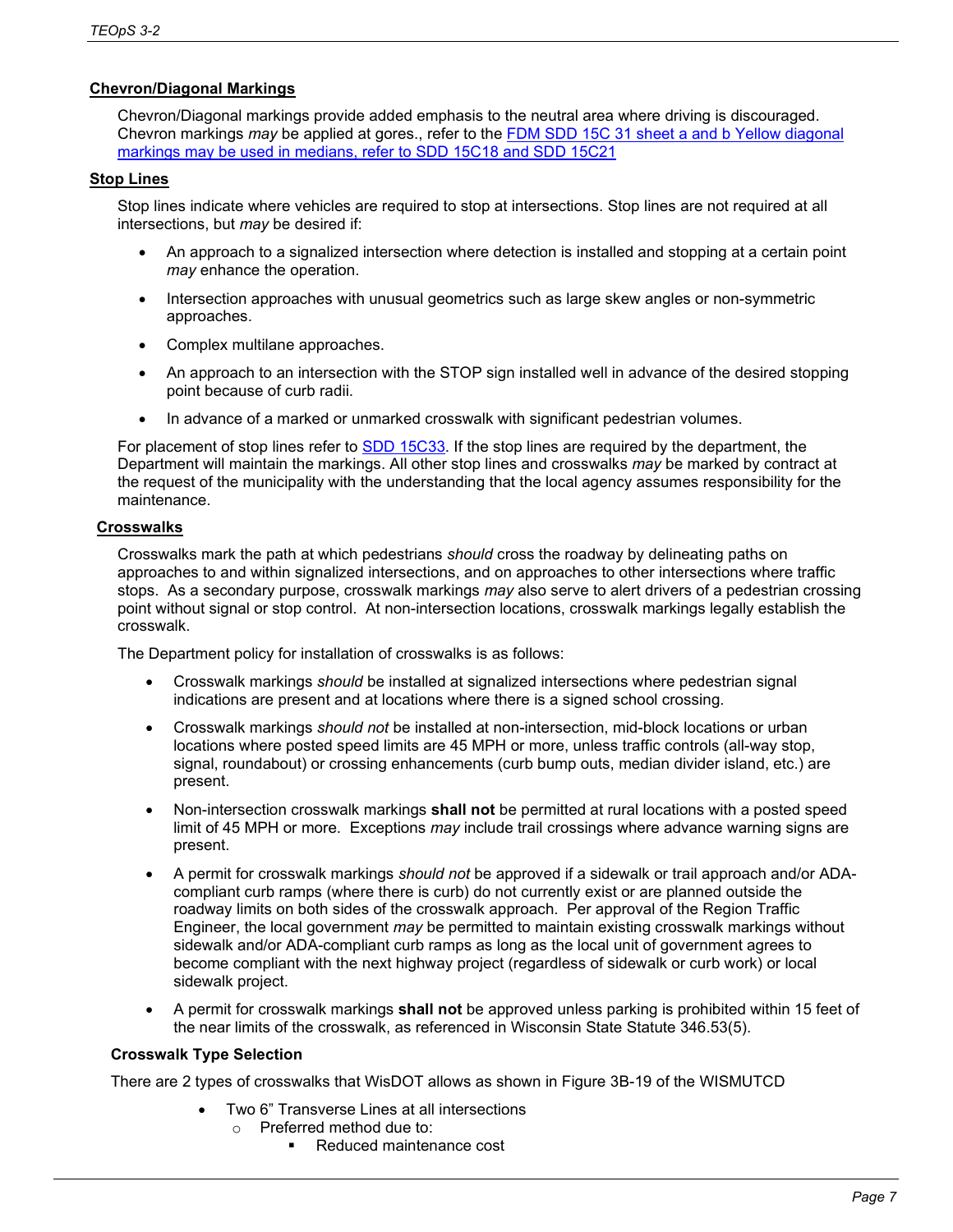## Chevron/Diagonal Markings

Chevron/Diagonal markings provide added emphasis to the neutral area where driving is discouraged. Chevron markings *may* be applied at gores., refer to the FDM SDD 15C 31 sheet a and b Yellow diagonal markings may be used in medians, refer to SDD 15C18 and SDD 15C21

## Stop Lines

Stop lines indicate where vehicles are required to stop at intersections. Stop lines are not required at all intersections, but *may* be desired if:

- An approach to a signalized intersection where detection is installed and stopping at a certain point *may* enhance the operation.
- Intersection approaches with unusual geometrics such as large skew angles or non-symmetric approaches.
- Complex multilane approaches.
- An approach to an intersection with the STOP sign installed well in advance of the desired stopping point because of curb radii.
- In advance of a marked or unmarked crosswalk with significant pedestrian volumes.

For placement of stop lines refer to SDD 15C33. If the stop lines are required by the department, the Department will maintain the markings. All other stop lines and crosswalks *may* be marked by contract at the request of the municipality with the understanding that the local agency assumes responsibility for the maintenance.

## Crosswalks

Crosswalks mark the path at which pedestrians *should* cross the roadway by delineating paths on approaches to and within signalized intersections, and on approaches to other intersections where traffic stops. As a secondary purpose, crosswalk markings *may* also serve to alert drivers of a pedestrian crossing point without signal or stop control. At non-intersection locations, crosswalk markings legally establish the crosswalk.

The Department policy for installation of crosswalks is as follows:

- Crosswalk markings *should* be installed at signalized intersections where pedestrian signal indications are present and at locations where there is a signed school crossing.
- Crosswalk markings *should not* be installed at non-intersection, mid-block locations or urban locations where posted speed limits are 45 MPH or more, unless traffic controls (all-way stop, signal, roundabout) or crossing enhancements (curb bump outs, median divider island, etc.) are present.
- Non-intersection crosswalk markings **shall not** be permitted at rural locations with a posted speed limit of 45 MPH or more. Exceptions *may* include trail crossings where advance warning signs are present.
- A permit for crosswalk markings *should not* be approved if a sidewalk or trail approach and/or ADA-compliant curb ramps (where there is curb) do not currently exist or are planned outside the roadway limits on both sides of the crosswalk approach. Per approval of the Region Traffic Engineer, the local government *may* be permitted to maintain existing crosswalk markings without sidewalk and/or ADA-compliant curb ramps as long as the local unit of government agrees to become compliant with the next highway project (regardless of sidewalk or curb work) or local sidewalk project.
- A permit for crosswalk markings **shall not** be approved unless parking is prohibited within 15 feet of the near limits of the crosswalk, as referenced in Wisconsin State Statute 346.53(5).

### Crosswalk Type Selection

There are 2 types of crosswalks that WisDOT allows as shown in Figure 3B-19 of the WISMUTCD

- Two 6" Transverse Lines at all intersections
  - Preferred method due to:
    - Reduced maintenance cost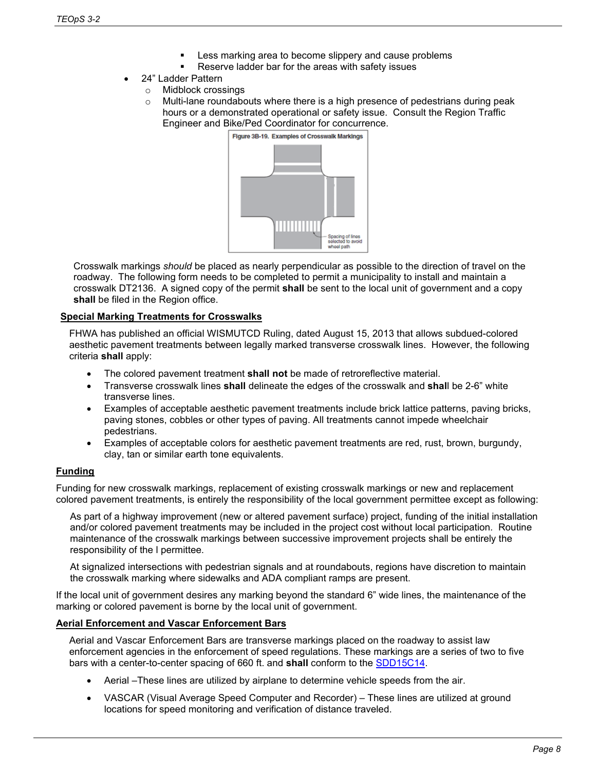- Less marking area to become slippery and cause problems
        - Reserve ladder bar for the areas with safety issues
- 24" Ladder Pattern
    - Midblock crossings
    - Multi-lane roundabouts where there is a high presence of pedestrians during peak hours or a demonstrated operational or safety issue. Consult the Region Traffic Engineer and Bike/Ped Coordinator for concurrence.

Figure 3B-19. Examples of Crosswalk Markings

Spacing of lines selected to avoid wheel path

Crosswalk markings *should* be placed as nearly perpendicular as possible to the direction of travel on the roadway. The following form needs to be completed to permit a municipality to install and maintain a crosswalk DT2136. A signed copy of the permit **shall** be sent to the local unit of government and a copy **shall** be filed in the Region office.

## Special Marking Treatments for Crosswalks

FHWA has published an official WISMUTCD Ruling, dated August 15, 2013 that allows subdued-colored aesthetic pavement treatments between legally marked transverse crosswalk lines. However, the following criteria **shall** apply:

- The colored pavement treatment **shall not** be made of retroreflective material.
- Transverse crosswalk lines **shall** delineate the edges of the crosswalk and **shal**l be 2-6" white transverse lines.
- Examples of acceptable aesthetic pavement treatments include brick lattice patterns, paving bricks, paving stones, cobbles or other types of paving. All treatments cannot impede wheelchair pedestrians.
- Examples of acceptable colors for aesthetic pavement treatments are red, rust, brown, burgundy, clay, tan or similar earth tone equivalents.

## Funding

Funding for new crosswalk markings, replacement of existing crosswalk markings or new and replacement colored pavement treatments, is entirely the responsibility of the local government permittee except as following:

As part of a highway improvement (new or altered pavement surface) project, funding of the initial installation and/or colored pavement treatments may be included in the project cost without local participation. Routine maintenance of the crosswalk markings between successive improvement projects shall be entirely the responsibility of the l permittee.

At signalized intersections with pedestrian signals and at roundabouts, regions have discretion to maintain the crosswalk marking where sidewalks and ADA compliant ramps are present.

If the local unit of government desires any marking beyond the standard 6" wide lines, the maintenance of the marking or colored pavement is borne by the local unit of government.

## Aerial Enforcement and Vascar Enforcement Bars

Aerial and Vascar Enforcement Bars are transverse markings placed on the roadway to assist law enforcement agencies in the enforcement of speed regulations. These markings are a series of two to five bars with a center-to-center spacing of 660 ft. and **shall** conform to the SDD15C14.

- Aerial –These lines are utilized by airplane to determine vehicle speeds from the air.
- VASCAR (Visual Average Speed Computer and Recorder) – These lines are utilized at ground locations for speed monitoring and verification of distance traveled.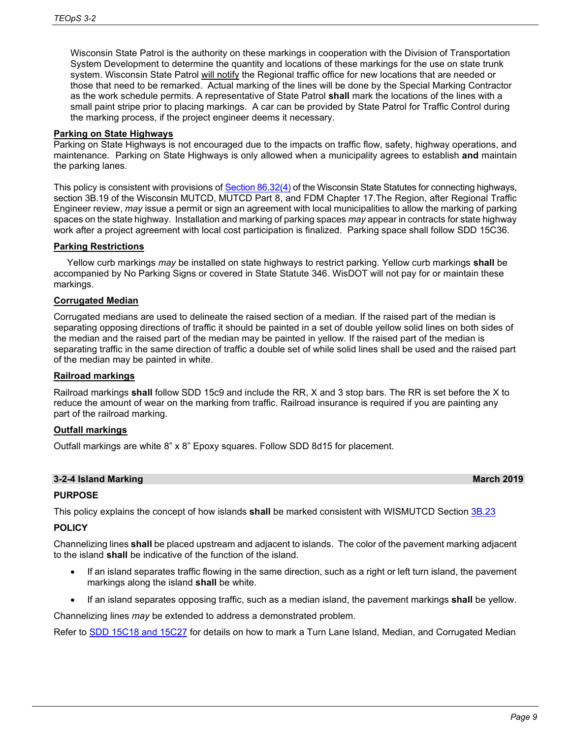Wisconsin State Patrol is the authority on these markings in cooperation with the Division of Transportation System Development to determine the quantity and locations of these markings for the use on state trunk system. Wisconsin State Patrol will notify the Regional traffic office for new locations that are needed or those that need to be remarked. Actual marking of the lines will be done by the Special Marking Contractor as the work schedule permits. A representative of State Patrol **shall** mark the locations of the lines with a small paint stripe prior to placing markings. A car can be provided by State Patrol for Traffic Control during the marking process, if the project engineer deems it necessary.

**Parking on State Highways**

Parking on State Highways is not encouraged due to the impacts on traffic flow, safety, highway operations, and maintenance. Parking on State Highways is only allowed when a municipality agrees to establish **and** maintain the parking lanes.

This policy is consistent with provisions of Section 86.32(4) of the Wisconsin State Statutes for connecting highways, section 3B.19 of the Wisconsin MUTCD, MUTCD Part 8, and FDM Chapter 17.The Region, after Regional Traffic Engineer review, *may* issue a permit or sign an agreement with local municipalities to allow the marking of parking spaces on the state highway. Installation and marking of parking spaces *may* appear in contracts for state highway work after a project agreement with local cost participation is finalized. Parking space shall follow SDD 15C36.

**Parking Restrictions**

Yellow curb markings *may* be installed on state highways to restrict parking. Yellow curb markings **shall** be accompanied by No Parking Signs or covered in State Statute 346. WisDOT will not pay for or maintain these markings.

**Corrugated Median**

Corrugated medians are used to delineate the raised section of a median. If the raised part of the median is separating opposing directions of traffic it should be painted in a set of double yellow solid lines on both sides of the median and the raised part of the median may be painted in yellow. If the raised part of the median is separating traffic in the same direction of traffic a double set of while solid lines shall be used and the raised part of the median may be painted in white.

**Railroad markings**

Railroad markings **shall** follow SDD 15c9 and include the RR, X and 3 stop bars. The RR is set before the X to reduce the amount of wear on the marking from traffic. Railroad insurance is required if you are painting any part of the railroad marking.

**Outfall markings**

Outfall markings are white 8" x 8" Epoxy squares. Follow SDD 8d15 for placement.

## 3-2-4 Island Marking — March 2019

**PURPOSE**

This policy explains the concept of how islands **shall** be marked consistent with WISMUTCD Section 3B.23

**POLICY**

Channelizing lines **shall** be placed upstream and adjacent to islands. The color of the pavement marking adjacent to the island **shall** be indicative of the function of the island.

- If an island separates traffic flowing in the same direction, such as a right or left turn island, the pavement markings along the island **shall** be white.
- If an island separates opposing traffic, such as a median island, the pavement markings **shall** be yellow.

Channelizing lines *may* be extended to address a demonstrated problem.

Refer to SDD 15C18 and 15C27 for details on how to mark a Turn Lane Island, Median, and Corrugated Median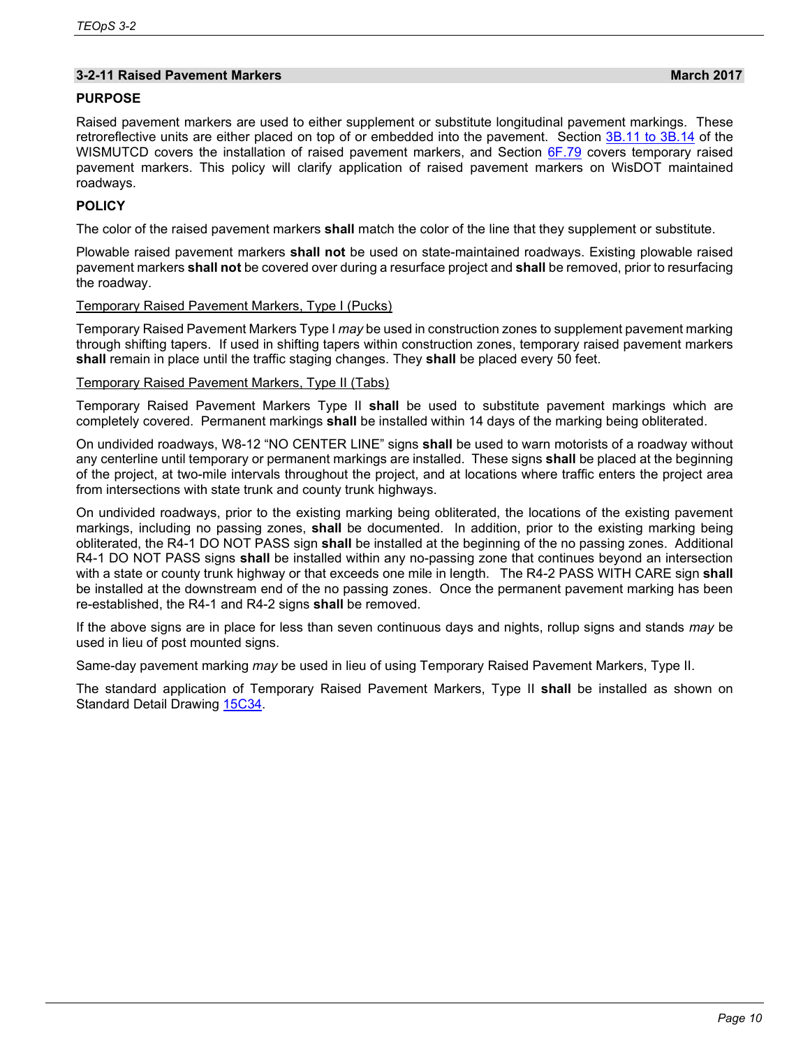## 3-2-11 Raised Pavement Markers — March 2017

### PURPOSE

Raised pavement markers are used to either supplement or substitute longitudinal pavement markings. These retroreflective units are either placed on top of or embedded into the pavement. Section 3B.11 to 3B.14 of the WISMUTCD covers the installation of raised pavement markers, and Section 6F.79 covers temporary raised pavement markers. This policy will clarify application of raised pavement markers on WisDOT maintained roadways.

### POLICY

The color of the raised pavement markers **shall** match the color of the line that they supplement or substitute.

Plowable raised pavement markers **shall not** be used on state-maintained roadways. Existing plowable raised pavement markers **shall not** be covered over during a resurface project and **shall** be removed, prior to resurfacing the roadway.

Temporary Raised Pavement Markers, Type I (Pucks)

Temporary Raised Pavement Markers Type I *may* be used in construction zones to supplement pavement marking through shifting tapers. If used in shifting tapers within construction zones, temporary raised pavement markers **shall** remain in place until the traffic staging changes. They **shall** be placed every 50 feet.

Temporary Raised Pavement Markers, Type II (Tabs)

Temporary Raised Pavement Markers Type II **shall** be used to substitute pavement markings which are completely covered. Permanent markings **shall** be installed within 14 days of the marking being obliterated.

On undivided roadways, W8-12 "NO CENTER LINE" signs **shall** be used to warn motorists of a roadway without any centerline until temporary or permanent markings are installed. These signs **shall** be placed at the beginning of the project, at two-mile intervals throughout the project, and at locations where traffic enters the project area from intersections with state trunk and county trunk highways.

On undivided roadways, prior to the existing marking being obliterated, the locations of the existing pavement markings, including no passing zones, **shall** be documented. In addition, prior to the existing marking being obliterated, the R4-1 DO NOT PASS sign **shall** be installed at the beginning of the no passing zones. Additional R4-1 DO NOT PASS signs **shall** be installed within any no-passing zone that continues beyond an intersection with a state or county trunk highway or that exceeds one mile in length. The R4-2 PASS WITH CARE sign **shall** be installed at the downstream end of the no passing zones. Once the permanent pavement marking has been re-established, the R4-1 and R4-2 signs **shall** be removed.

If the above signs are in place for less than seven continuous days and nights, rollup signs and stands *may* be used in lieu of post mounted signs.

Same-day pavement marking *may* be used in lieu of using Temporary Raised Pavement Markers, Type II.

The standard application of Temporary Raised Pavement Markers, Type II **shall** be installed as shown on Standard Detail Drawing 15C34.